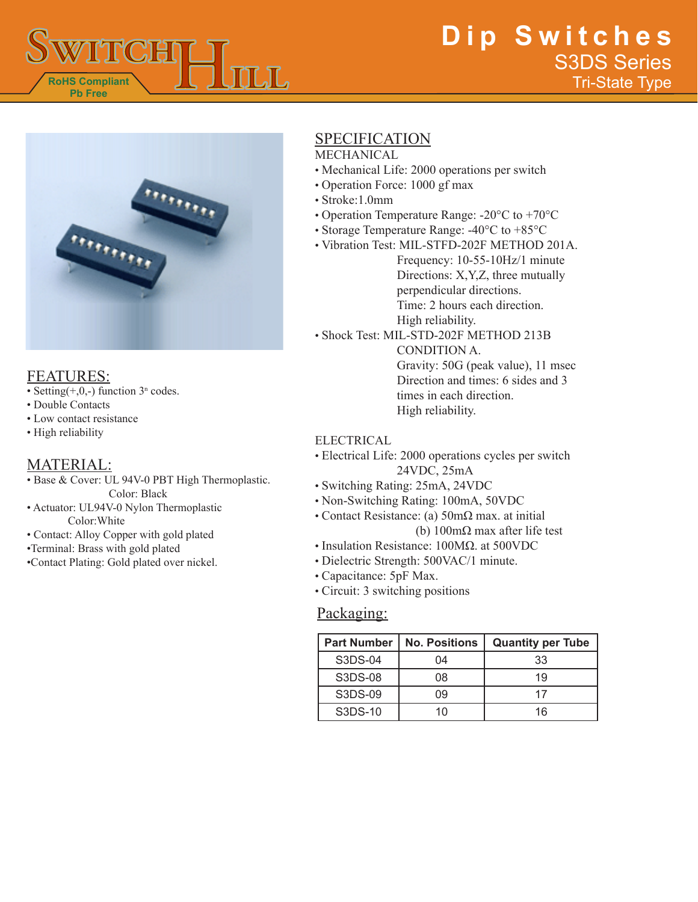# SWITCH HILL

RoHS Compliant
Pb Free

# Dip Switches

## S3DS Series

### Tri-State Type

## FEATURES:

- Setting(+,0,-) function $3^n$ codes.
- Double Contacts
- Low contact resistance
- High reliability

## MATERIAL:

- Base & Cover: UL 94V-0 PBT High Thermoplastic.
  Color: Black
- Actuator: UL94V-0 Nylon Thermoplastic
  Color:White
- Contact: Alloy Copper with gold plated
- Terminal: Brass with gold plated
- Contact Plating: Gold plated over nickel.

## SPECIFICATION

MECHANICAL

- Mechanical Life: 2000 operations per switch
- Operation Force: 1000 gf max
- Stroke:1.0mm
- Operation Temperature Range: -20°C to +70°C
- Storage Temperature Range: -40°C to +85°C
- Vibration Test: MIL-STFD-202F METHOD 201A.
  Frequency: 10-55-10Hz/1 minute
  Directions: X,Y,Z, three mutually perpendicular directions.
  Time: 2 hours each direction.
  High reliability.
- Shock Test: MIL-STD-202F METHOD 213B CONDITION A.
  Gravity: 50G (peak value), 11 msec
  Direction and times: 6 sides and 3 times in each direction.
  High reliability.

ELECTRICAL

- Electrical Life: 2000 operations cycles per switch
  24VDC, 25mA
- Switching Rating: 25mA, 24VDC
- Non-Switching Rating: 100mA, 50VDC
- Contact Resistance: (a) 50mΩ max. at initial
  (b) 100mΩ max after life test
- Insulation Resistance: 100MΩ. at 500VDC
- Dielectric Strength: 500VAC/1 minute.
- Capacitance: 5pF Max.
- Circuit: 3 switching positions

## Packaging:

| Part Number | No. Positions | Quantity per Tube |
|---|---|---|
| S3DS-04 | 04 | 33 |
| S3DS-08 | 08 | 19 |
| S3DS-09 | 09 | 17 |
| S3DS-10 | 10 | 16 |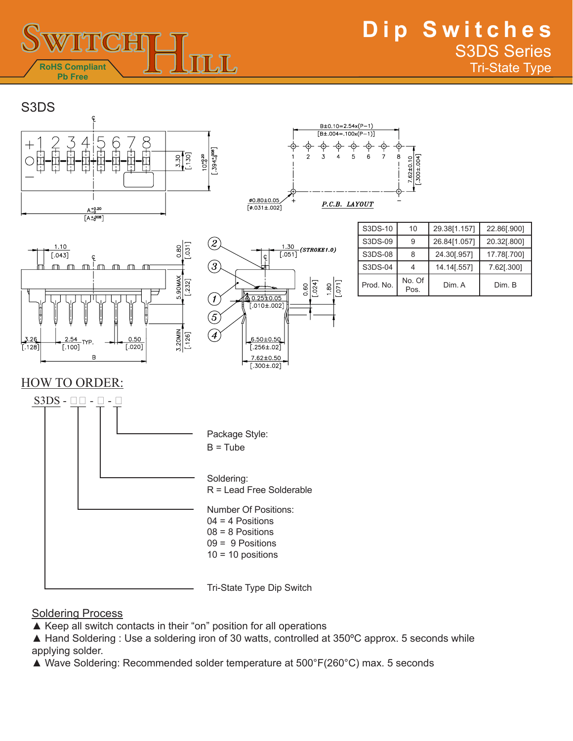# Dip Switches

## S3DS Series

### Tri-State Type

RoHS Compliant
Pb Free

## S3DS

| S3DS-10 | 10 | 29.38[1.157] | 22.86[.900] |
|---|---|---|---|
| S3DS-09 | 9 | 26.84[1.057] | 20.32[.800] |
| S3DS-08 | 8 | 24.30[.957] | 17.78[.700] |
| S3DS-04 | 4 | 14.14[.557] | 7.62[.300] |
| Prod. No. | No. Of Pos. | Dim. A | Dim. B |

## HOW TO ORDER:

S3DS - □□ - □ - □

Package Style:
B = Tube

Soldering:
R = Lead Free Solderable

Number Of Positions:
04 = 4 Positions
08 = 8 Positions
09 = 9 Positions
10 = 10 positions

Tri-State Type Dip Switch

## Soldering Process

▲ Keep all switch contacts in their "on" position for all operations
▲ Hand Soldering : Use a soldering iron of 30 watts, controlled at 350ºC approx. 5 seconds while applying solder.
▲ Wave Soldering: Recommended solder temperature at 500°F(260°C) max. 5 seconds